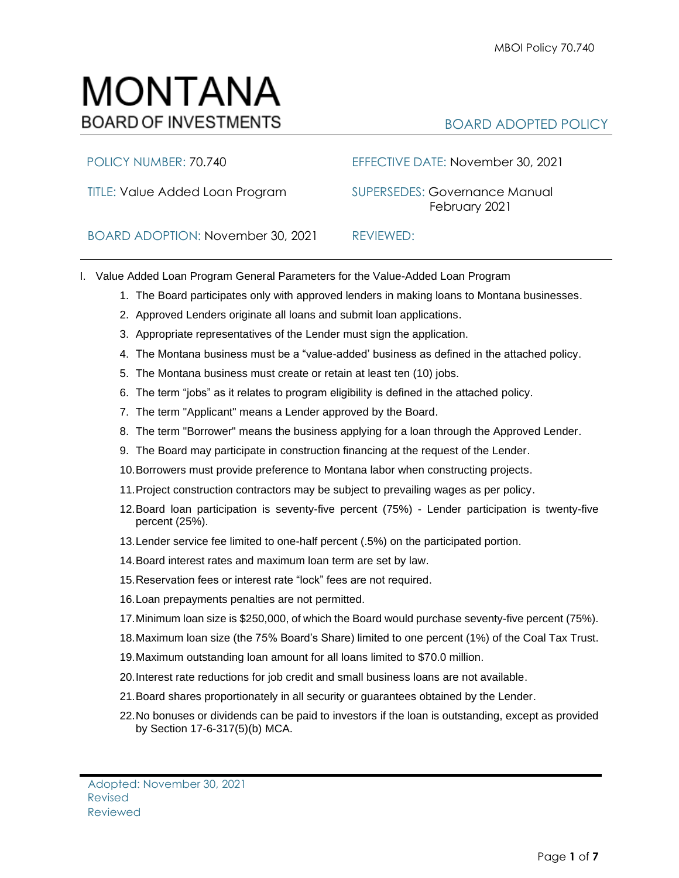# MONTANA

BOARD OF INVESTMENTS

BOARD ADOPTED POLICY

| POLICY NUMBER: 70.740 | EFFECTIVE DATE: November 30, 2021 |
|---|---|
| TITLE: Value Added Loan Program | SUPERSEDES: Governance Manual February 2021 |
| BOARD ADOPTION: November 30, 2021 | REVIEWED: |

I. Value Added Loan Program General Parameters for the Value-Added Loan Program

1. The Board participates only with approved lenders in making loans to Montana businesses.
2. Approved Lenders originate all loans and submit loan applications.
3. Appropriate representatives of the Lender must sign the application.
4. The Montana business must be a "value-added' business as defined in the attached policy.
5. The Montana business must create or retain at least ten (10) jobs.
6. The term "jobs" as it relates to program eligibility is defined in the attached policy.
7. The term "Applicant" means a Lender approved by the Board.
8. The term "Borrower" means the business applying for a loan through the Approved Lender.
9. The Board may participate in construction financing at the request of the Lender.
10. Borrowers must provide preference to Montana labor when constructing projects.
11. Project construction contractors may be subject to prevailing wages as per policy.
12. Board loan participation is seventy-five percent (75%) - Lender participation is twenty-five percent (25%).
13. Lender service fee limited to one-half percent (.5%) on the participated portion.
14. Board interest rates and maximum loan term are set by law.
15. Reservation fees or interest rate "lock" fees are not required.
16. Loan prepayments penalties are not permitted.
17. Minimum loan size is $250,000, of which the Board would purchase seventy-five percent (75%).
18. Maximum loan size (the 75% Board's Share) limited to one percent (1%) of the Coal Tax Trust.
19. Maximum outstanding loan amount for all loans limited to $70.0 million.
20. Interest rate reductions for job credit and small business loans are not available.
21. Board shares proportionately in all security or guarantees obtained by the Lender.
22. No bonuses or dividends can be paid to investors if the loan is outstanding, except as provided by Section 17-6-317(5)(b) MCA.

Adopted: November 30, 2021
Revised
Reviewed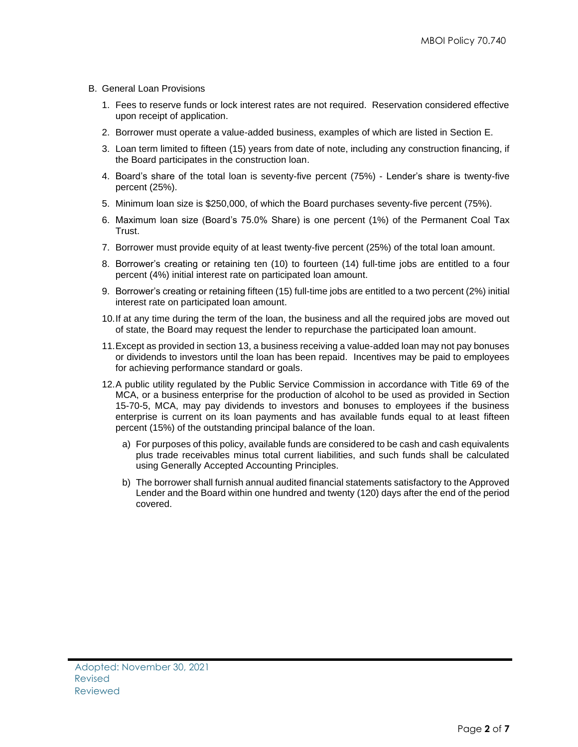B. General Loan Provisions

1. Fees to reserve funds or lock interest rates are not required. Reservation considered effective upon receipt of application.
2. Borrower must operate a value-added business, examples of which are listed in Section E.
3. Loan term limited to fifteen (15) years from date of note, including any construction financing, if the Board participates in the construction loan.
4. Board's share of the total loan is seventy-five percent (75%) - Lender's share is twenty-five percent (25%).
5. Minimum loan size is $250,000, of which the Board purchases seventy-five percent (75%).
6. Maximum loan size (Board's 75.0% Share) is one percent (1%) of the Permanent Coal Tax Trust.
7. Borrower must provide equity of at least twenty-five percent (25%) of the total loan amount.
8. Borrower's creating or retaining ten (10) to fourteen (14) full-time jobs are entitled to a four percent (4%) initial interest rate on participated loan amount.
9. Borrower's creating or retaining fifteen (15) full-time jobs are entitled to a two percent (2%) initial interest rate on participated loan amount.
10. If at any time during the term of the loan, the business and all the required jobs are moved out of state, the Board may request the lender to repurchase the participated loan amount.
11. Except as provided in section 13, a business receiving a value-added loan may not pay bonuses or dividends to investors until the loan has been repaid. Incentives may be paid to employees for achieving performance standard or goals.
12. A public utility regulated by the Public Service Commission in accordance with Title 69 of the MCA, or a business enterprise for the production of alcohol to be used as provided in Section 15-70-5, MCA, may pay dividends to investors and bonuses to employees if the business enterprise is current on its loan payments and has available funds equal to at least fifteen percent (15%) of the outstanding principal balance of the loan.
    a) For purposes of this policy, available funds are considered to be cash and cash equivalents plus trade receivables minus total current liabilities, and such funds shall be calculated using Generally Accepted Accounting Principles.
    b) The borrower shall furnish annual audited financial statements satisfactory to the Approved Lender and the Board within one hundred and twenty (120) days after the end of the period covered.

Adopted: November 30, 2021
Revised
Reviewed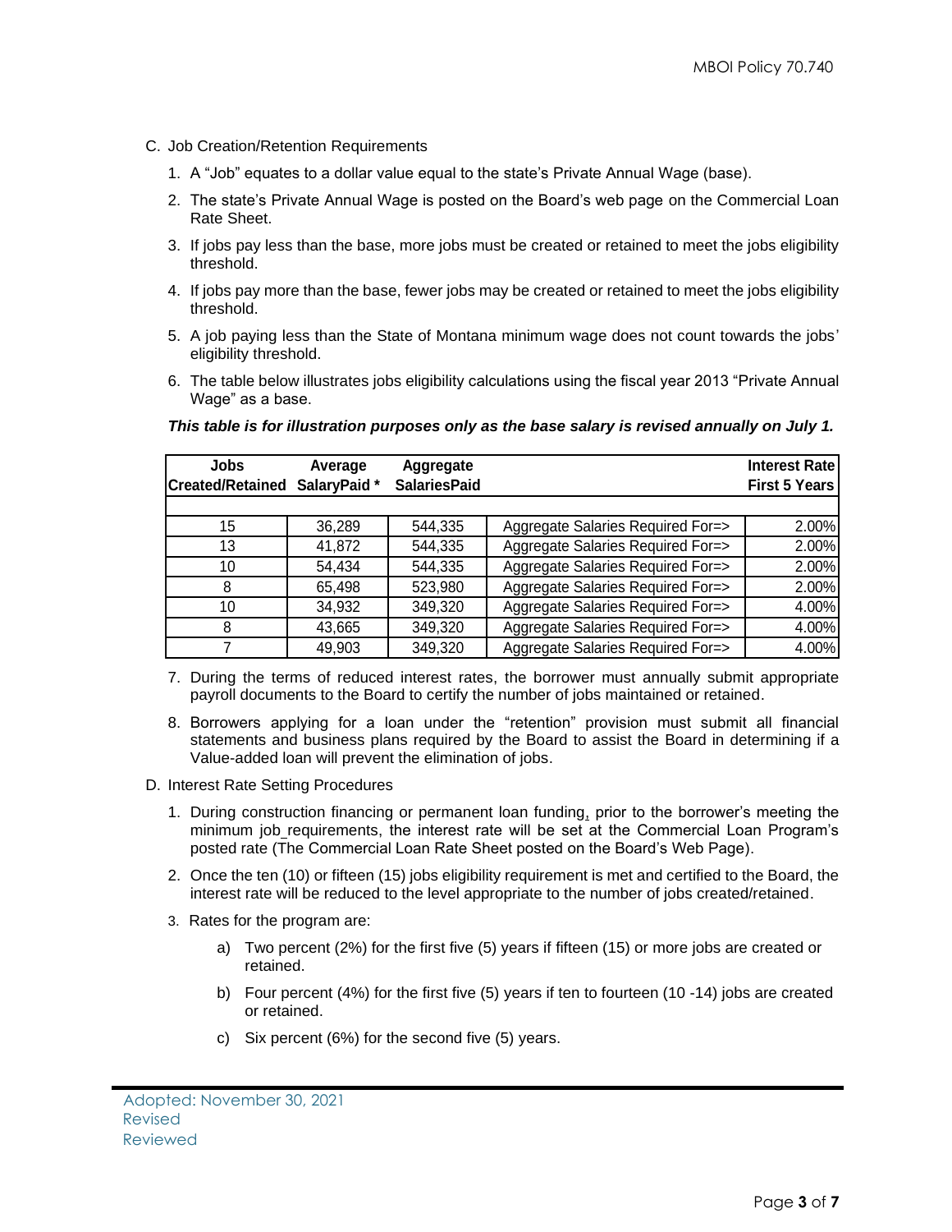C. Job Creation/Retention Requirements

1. A "Job" equates to a dollar value equal to the state's Private Annual Wage (base).
2. The state's Private Annual Wage is posted on the Board's web page on the Commercial Loan Rate Sheet.
3. If jobs pay less than the base, more jobs must be created or retained to meet the jobs eligibility threshold.
4. If jobs pay more than the base, fewer jobs may be created or retained to meet the jobs eligibility threshold.
5. A job paying less than the State of Montana minimum wage does not count towards the jobs' eligibility threshold.
6. The table below illustrates jobs eligibility calculations using the fiscal year 2013 "Private Annual Wage" as a base.

***This table is for illustration purposes only as the base salary is revised annually on July 1.***

| Jobs Created/Retained | Average SalaryPaid * | Aggregate SalariesPaid | | Interest Rate First 5 Years |
|---|---|---|---|---|
| 15 | 36,289 | 544,335 | Aggregate Salaries Required For=> | 2.00% |
| 13 | 41,872 | 544,335 | Aggregate Salaries Required For=> | 2.00% |
| 10 | 54,434 | 544,335 | Aggregate Salaries Required For=> | 2.00% |
| 8 | 65,498 | 523,980 | Aggregate Salaries Required For=> | 2.00% |
| 10 | 34,932 | 349,320 | Aggregate Salaries Required For=> | 4.00% |
| 8 | 43,665 | 349,320 | Aggregate Salaries Required For=> | 4.00% |
| 7 | 49,903 | 349,320 | Aggregate Salaries Required For=> | 4.00% |

7. During the terms of reduced interest rates, the borrower must annually submit appropriate payroll documents to the Board to certify the number of jobs maintained or retained.
8. Borrowers applying for a loan under the "retention" provision must submit all financial statements and business plans required by the Board to assist the Board in determining if a Value-added loan will prevent the elimination of jobs.

D. Interest Rate Setting Procedures

1. During construction financing or permanent loan funding, prior to the borrower's meeting the minimum job requirements, the interest rate will be set at the Commercial Loan Program's posted rate (The Commercial Loan Rate Sheet posted on the Board's Web Page).
2. Once the ten (10) or fifteen (15) jobs eligibility requirement is met and certified to the Board, the interest rate will be reduced to the level appropriate to the number of jobs created/retained.
3. Rates for the program are:
   a) Two percent (2%) for the first five (5) years if fifteen (15) or more jobs are created or retained.
   b) Four percent (4%) for the first five (5) years if ten to fourteen (10 -14) jobs are created or retained.
   c) Six percent (6%) for the second five (5) years.

Adopted: November 30, 2021
Revised
Reviewed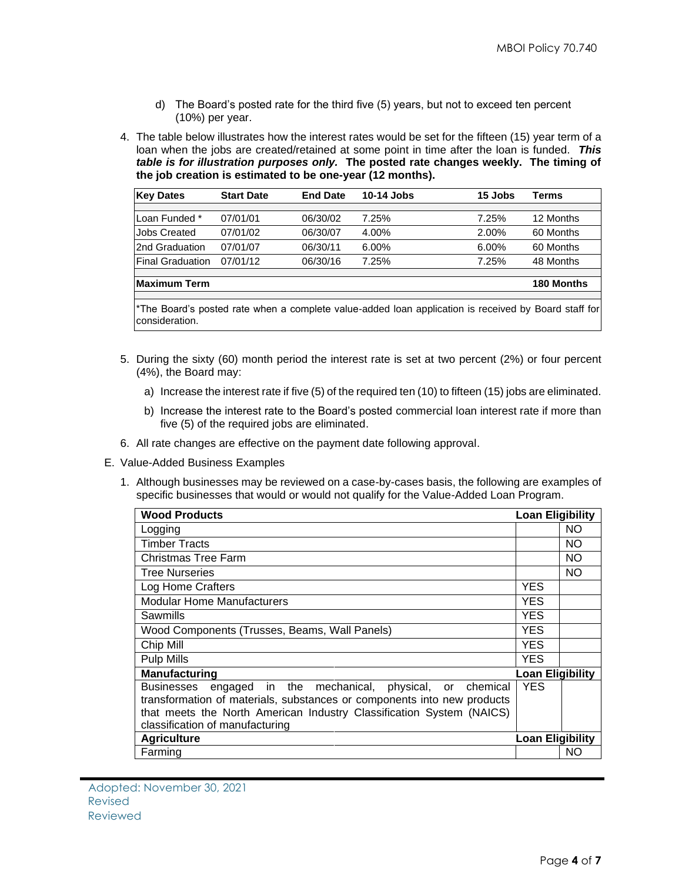d) The Board's posted rate for the third five (5) years, but not to exceed ten percent (10%) per year.

4. The table below illustrates how the interest rates would be set for the fifteen (15) year term of a loan when the jobs are created/retained at some point in time after the loan is funded. ***This table is for illustration purposes only.*** **The posted rate changes weekly. The timing of the job creation is estimated to be one-year (12 months).**

| Key Dates | Start Date | End Date | 10-14 Jobs | 15 Jobs | Terms |
|---|---|---|---|---|---|
| Loan Funded * | 07/01/01 | 06/30/02 | 7.25% | 7.25% | 12 Months |
| Jobs Created | 07/01/02 | 06/30/07 | 4.00% | 2.00% | 60 Months |
| 2nd Graduation | 07/01/07 | 06/30/11 | 6.00% | 6.00% | 60 Months |
| Final Graduation | 07/01/12 | 06/30/16 | 7.25% | 7.25% | 48 Months |
| **Maximum Term** | | | | | **180 Months** |

*The Board's posted rate when a complete value-added loan application is received by Board staff for consideration.

5. During the sixty (60) month period the interest rate is set at two percent (2%) or four percent (4%), the Board may:

   a) Increase the interest rate if five (5) of the required ten (10) to fifteen (15) jobs are eliminated.

   b) Increase the interest rate to the Board's posted commercial loan interest rate if more than five (5) of the required jobs are eliminated.

6. All rate changes are effective on the payment date following approval.

E. Value-Added Business Examples

1. Although businesses may be reviewed on a case-by-cases basis, the following are examples of specific businesses that would or would not qualify for the Value-Added Loan Program.

| **Wood Products** | **Loan Eligibility** | |
|---|---|---|
| Logging | | NO |
| Timber Tracts | | NO |
| Christmas Tree Farm | | NO |
| Tree Nurseries | | NO |
| Log Home Crafters | YES | |
| Modular Home Manufacturers | YES | |
| Sawmills | YES | |
| Wood Components (Trusses, Beams, Wall Panels) | YES | |
| Chip Mill | YES | |
| Pulp Mills | YES | |
| **Manufacturing** | **Loan Eligibility** | |
| Businesses engaged in the mechanical, physical, or chemical transformation of materials, substances or components into new products that meets the North American Industry Classification System (NAICS) classification of manufacturing | YES | |
| **Agriculture** | **Loan Eligibility** | |
| Farming | | NO |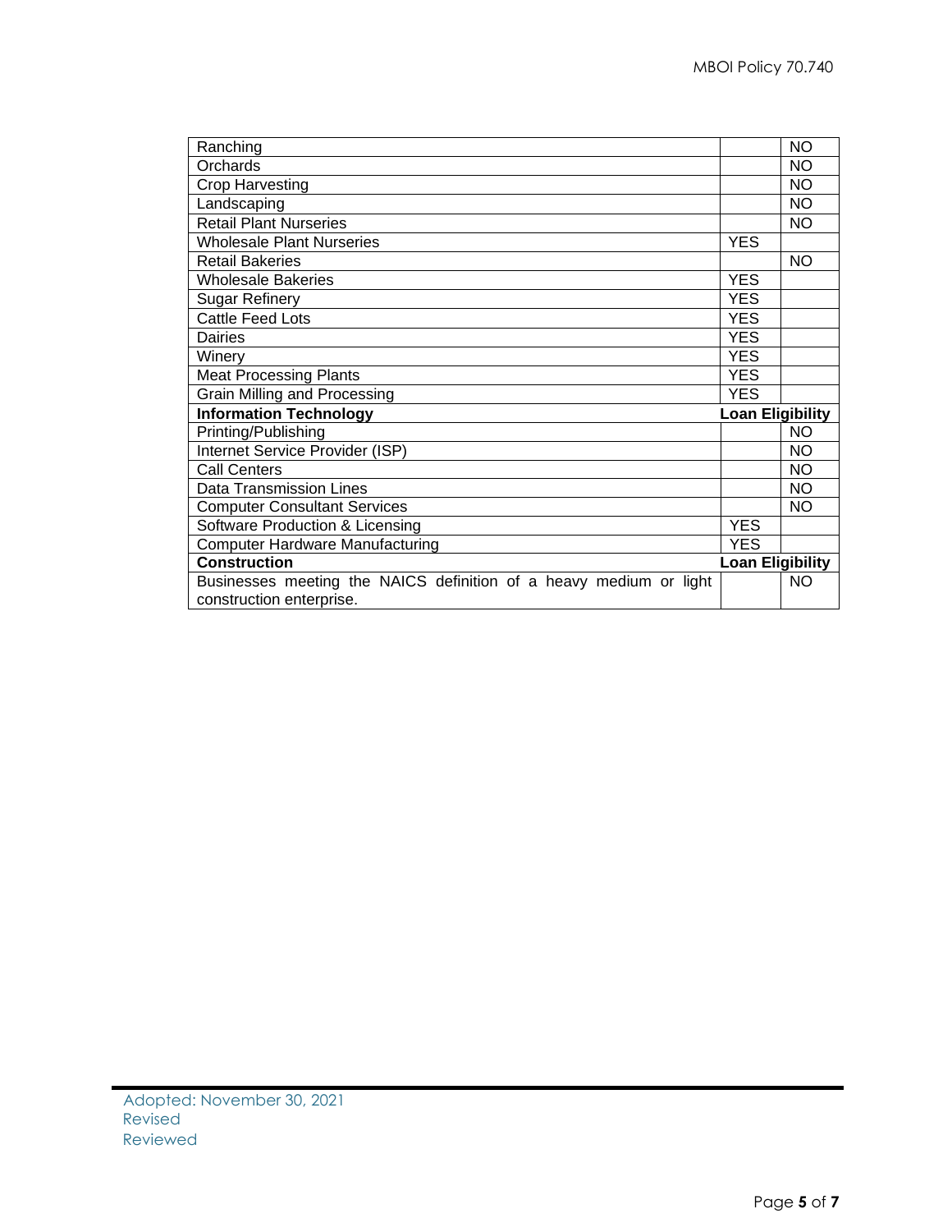| | | |
|---|---|---|
| Ranching | | NO |
| Orchards | | NO |
| Crop Harvesting | | NO |
| Landscaping | | NO |
| Retail Plant Nurseries | | NO |
| Wholesale Plant Nurseries | YES | |
| Retail Bakeries | | NO |
| Wholesale Bakeries | YES | |
| Sugar Refinery | YES | |
| Cattle Feed Lots | YES | |
| Dairies | YES | |
| Winery | YES | |
| Meat Processing Plants | YES | |
| Grain Milling and Processing | YES | |
| **Information Technology** | **Loan Eligibility** | |
| Printing/Publishing | | NO |
| Internet Service Provider (ISP) | | NO |
| Call Centers | | NO |
| Data Transmission Lines | | NO |
| Computer Consultant Services | | NO |
| Software Production & Licensing | YES | |
| Computer Hardware Manufacturing | YES | |
| **Construction** | **Loan Eligibility** | |
| Businesses meeting the NAICS definition of a heavy medium or light construction enterprise. | | NO |

Adopted: November 30, 2021
Revised
Reviewed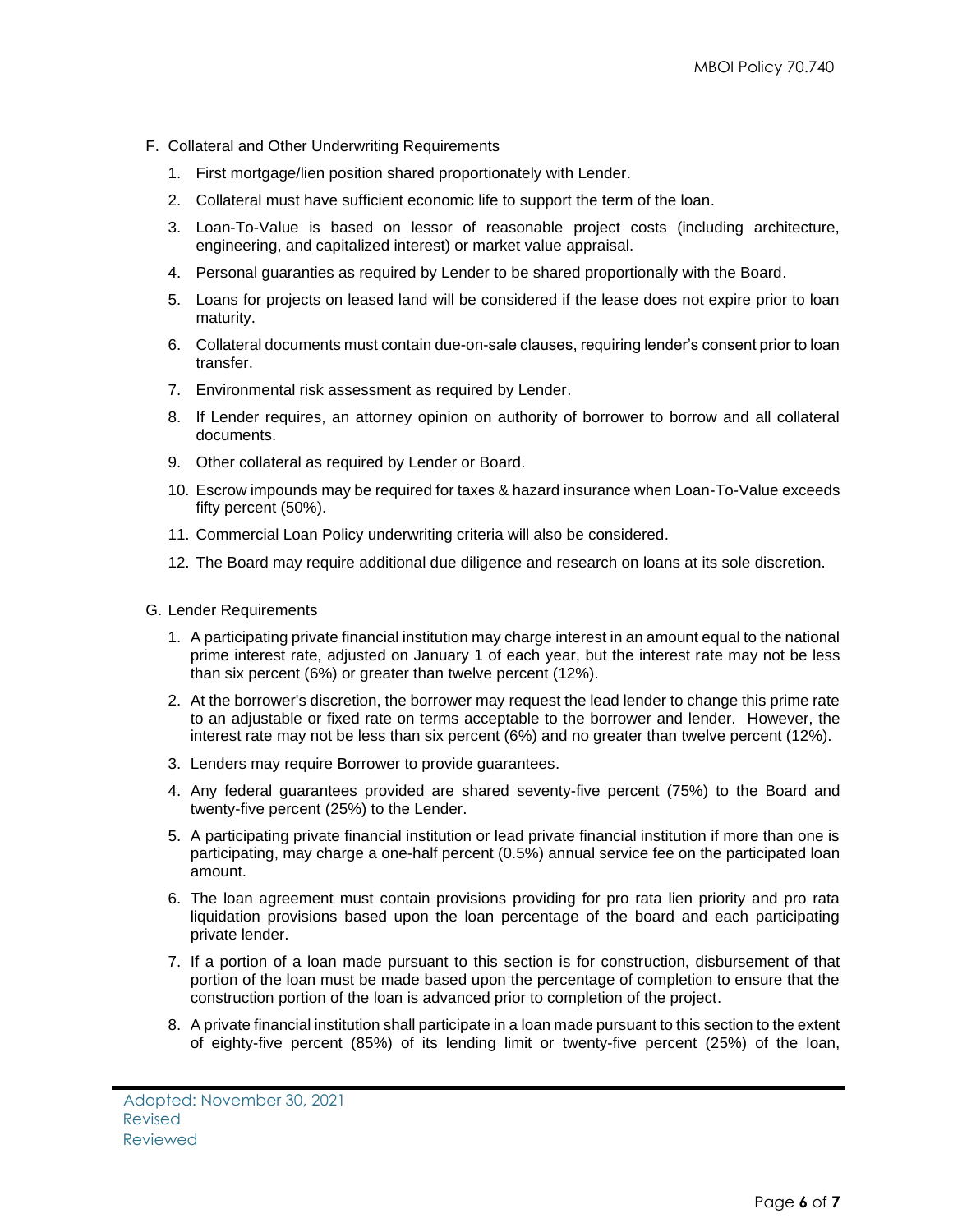F. Collateral and Other Underwriting Requirements

1. First mortgage/lien position shared proportionately with Lender.
2. Collateral must have sufficient economic life to support the term of the loan.
3. Loan-To-Value is based on lessor of reasonable project costs (including architecture, engineering, and capitalized interest) or market value appraisal.
4. Personal guaranties as required by Lender to be shared proportionally with the Board.
5. Loans for projects on leased land will be considered if the lease does not expire prior to loan maturity.
6. Collateral documents must contain due-on-sale clauses, requiring lender's consent prior to loan transfer.
7. Environmental risk assessment as required by Lender.
8. If Lender requires, an attorney opinion on authority of borrower to borrow and all collateral documents.
9. Other collateral as required by Lender or Board.
10. Escrow impounds may be required for taxes & hazard insurance when Loan-To-Value exceeds fifty percent (50%).
11. Commercial Loan Policy underwriting criteria will also be considered.
12. The Board may require additional due diligence and research on loans at its sole discretion.

G. Lender Requirements

1. A participating private financial institution may charge interest in an amount equal to the national prime interest rate, adjusted on January 1 of each year, but the interest rate may not be less than six percent (6%) or greater than twelve percent (12%).
2. At the borrower's discretion, the borrower may request the lead lender to change this prime rate to an adjustable or fixed rate on terms acceptable to the borrower and lender. However, the interest rate may not be less than six percent (6%) and no greater than twelve percent (12%).
3. Lenders may require Borrower to provide guarantees.
4. Any federal guarantees provided are shared seventy-five percent (75%) to the Board and twenty-five percent (25%) to the Lender.
5. A participating private financial institution or lead private financial institution if more than one is participating, may charge a one-half percent (0.5%) annual service fee on the participated loan amount.
6. The loan agreement must contain provisions providing for pro rata lien priority and pro rata liquidation provisions based upon the loan percentage of the board and each participating private lender.
7. If a portion of a loan made pursuant to this section is for construction, disbursement of that portion of the loan must be made based upon the percentage of completion to ensure that the construction portion of the loan is advanced prior to completion of the project.
8. A private financial institution shall participate in a loan made pursuant to this section to the extent of eighty-five percent (85%) of its lending limit or twenty-five percent (25%) of the loan,

Adopted: November 30, 2021
Revised
Reviewed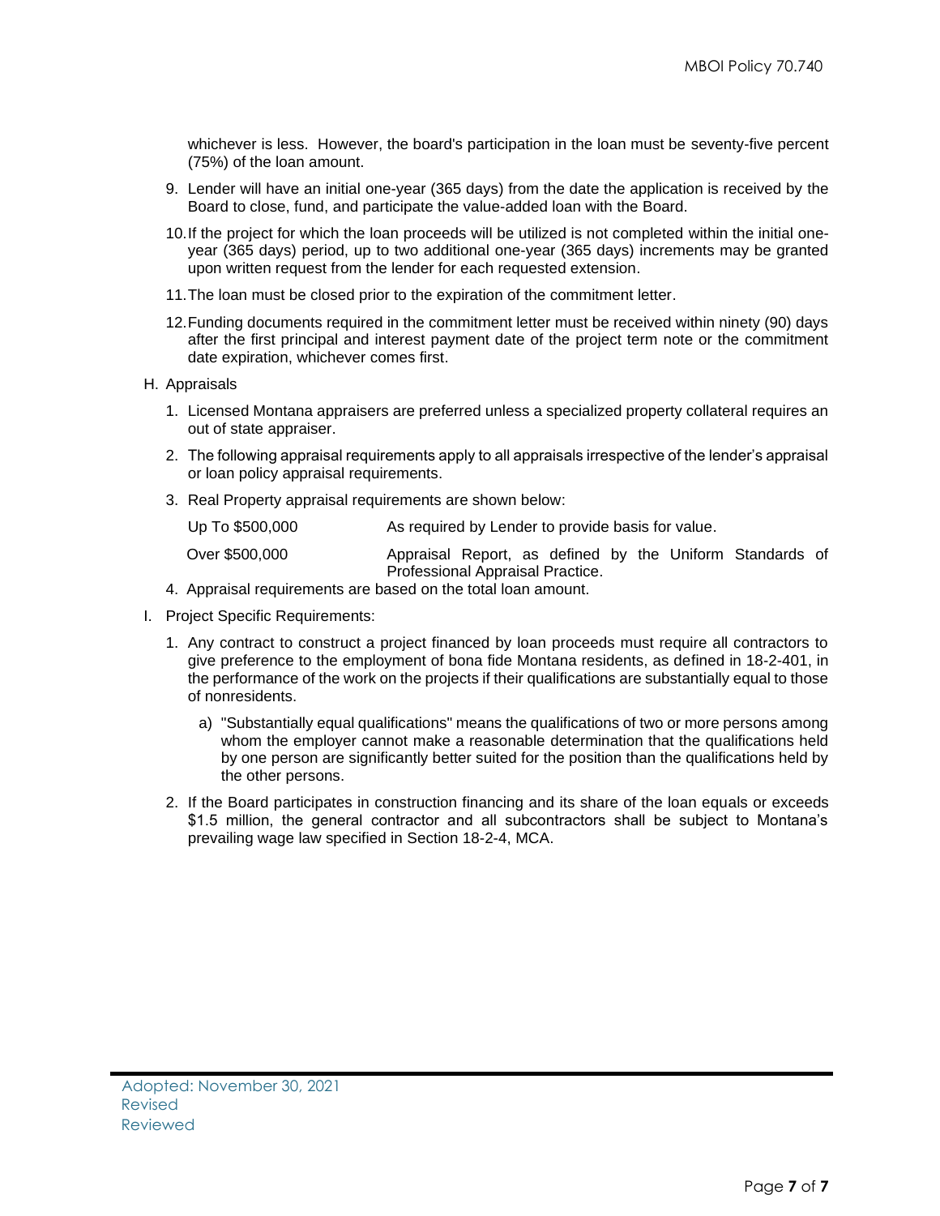whichever is less. However, the board's participation in the loan must be seventy-five percent (75%) of the loan amount.

9. Lender will have an initial one-year (365 days) from the date the application is received by the Board to close, fund, and participate the value-added loan with the Board.
10. If the project for which the loan proceeds will be utilized is not completed within the initial one-year (365 days) period, up to two additional one-year (365 days) increments may be granted upon written request from the lender for each requested extension.
11. The loan must be closed prior to the expiration of the commitment letter.
12. Funding documents required in the commitment letter must be received within ninety (90) days after the first principal and interest payment date of the project term note or the commitment date expiration, whichever comes first.

H. Appraisals

1. Licensed Montana appraisers are preferred unless a specialized property collateral requires an out of state appraiser.
2. The following appraisal requirements apply to all appraisals irrespective of the lender's appraisal or loan policy appraisal requirements.
3. Real Property appraisal requirements are shown below:

| | |
|---|---|
| Up To $500,000 | As required by Lender to provide basis for value. |
| Over $500,000 | Appraisal Report, as defined by the Uniform Standards of Professional Appraisal Practice. |

4. Appraisal requirements are based on the total loan amount.

I. Project Specific Requirements:

1. Any contract to construct a project financed by loan proceeds must require all contractors to give preference to the employment of bona fide Montana residents, as defined in 18-2-401, in the performance of the work on the projects if their qualifications are substantially equal to those of nonresidents.
   a) "Substantially equal qualifications" means the qualifications of two or more persons among whom the employer cannot make a reasonable determination that the qualifications held by one person are significantly better suited for the position than the qualifications held by the other persons.
2. If the Board participates in construction financing and its share of the loan equals or exceeds $1.5 million, the general contractor and all subcontractors shall be subject to Montana's prevailing wage law specified in Section 18-2-4, MCA.

Adopted: November 30, 2021
Revised
Reviewed